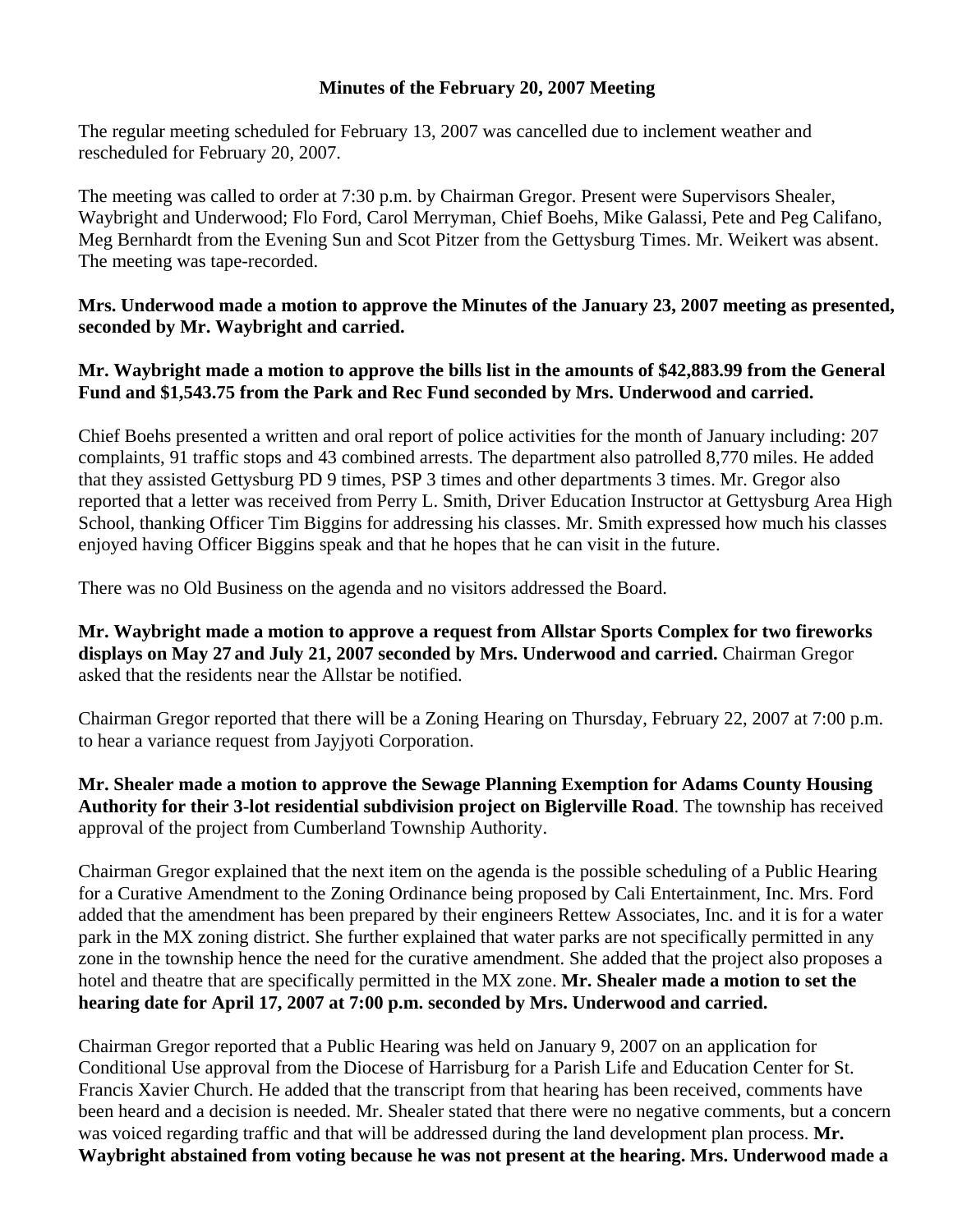**Minutes of the February 20, 2007 Meeting**

The regular meeting scheduled for February 13, 2007 was cancelled due to inclement weather and rescheduled for February 20, 2007.

The meeting was called to order at 7:30 p.m. by Chairman Gregor. Present were Supervisors Shealer, Waybright and Underwood; Flo Ford, Carol Merryman, Chief Boehs, Mike Galassi, Pete and Peg Califano, Meg Bernhardt from the Evening Sun and Scot Pitzer from the Gettysburg Times. Mr. Weikert was absent. The meeting was tape-recorded.

**Mrs. Underwood made a motion to approve the Minutes of the January 23, 2007 meeting as presented, seconded by Mr. Waybright and carried.**

**Mr. Waybright made a motion to approve the bills list in the amounts of $42,883.99 from the General Fund and $1,543.75 from the Park and Rec Fund seconded by Mrs. Underwood and carried.**

Chief Boehs presented a written and oral report of police activities for the month of January including: 207 complaints, 91 traffic stops and 43 combined arrests. The department also patrolled 8,770 miles. He added that they assisted Gettysburg PD 9 times, PSP 3 times and other departments 3 times. Mr. Gregor also reported that a letter was received from Perry L. Smith, Driver Education Instructor at Gettysburg Area High School, thanking Officer Tim Biggins for addressing his classes. Mr. Smith expressed how much his classes enjoyed having Officer Biggins speak and that he hopes that he can visit in the future.

There was no Old Business on the agenda and no visitors addressed the Board.

**Mr. Waybright made a motion to approve a request from Allstar Sports Complex for two fireworks displays on May 27 and July 21, 2007 seconded by Mrs. Underwood and carried.** Chairman Gregor asked that the residents near the Allstar be notified.

Chairman Gregor reported that there will be a Zoning Hearing on Thursday, February 22, 2007 at 7:00 p.m. to hear a variance request from Jayjyoti Corporation.

**Mr. Shealer made a motion to approve the Sewage Planning Exemption for Adams County Housing Authority for their 3-lot residential subdivision project on Biglerville Road**. The township has received approval of the project from Cumberland Township Authority.

Chairman Gregor explained that the next item on the agenda is the possible scheduling of a Public Hearing for a Curative Amendment to the Zoning Ordinance being proposed by Cali Entertainment, Inc. Mrs. Ford added that the amendment has been prepared by their engineers Rettew Associates, Inc. and it is for a water park in the MX zoning district. She further explained that water parks are not specifically permitted in any zone in the township hence the need for the curative amendment. She added that the project also proposes a hotel and theatre that are specifically permitted in the MX zone. **Mr. Shealer made a motion to set the hearing date for April 17, 2007 at 7:00 p.m. seconded by Mrs. Underwood and carried.**

Chairman Gregor reported that a Public Hearing was held on January 9, 2007 on an application for Conditional Use approval from the Diocese of Harrisburg for a Parish Life and Education Center for St. Francis Xavier Church. He added that the transcript from that hearing has been received, comments have been heard and a decision is needed. Mr. Shealer stated that there were no negative comments, but a concern was voiced regarding traffic and that will be addressed during the land development plan process. **Mr. Waybright abstained from voting because he was not present at the hearing. Mrs. Underwood made a**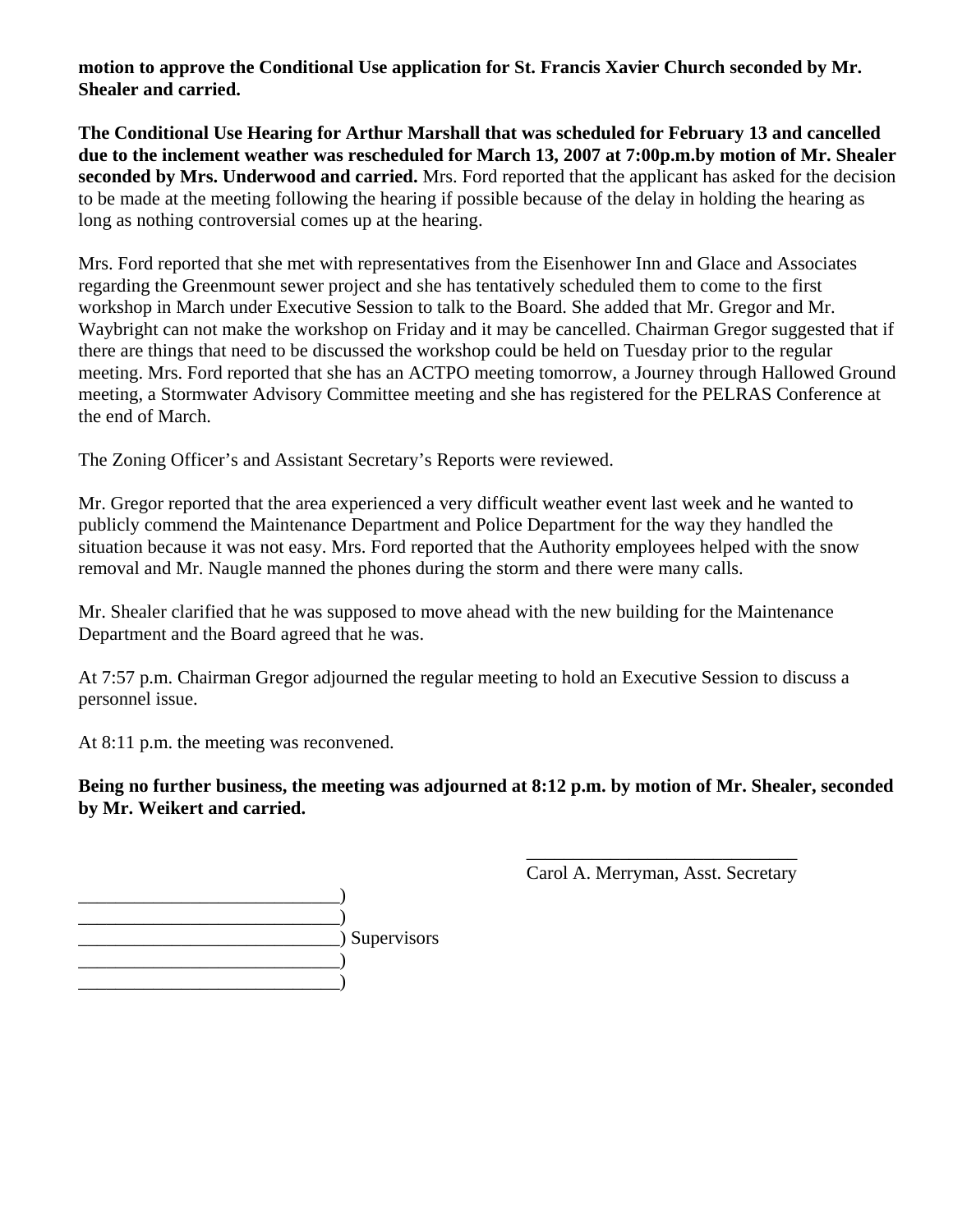**motion to approve the Conditional Use application for St. Francis Xavier Church seconded by Mr. Shealer and carried.**

**The Conditional Use Hearing for Arthur Marshall that was scheduled for February 13 and cancelled due to the inclement weather was rescheduled for March 13, 2007 at 7:00p.m.by motion of Mr. Shealer seconded by Mrs. Underwood and carried.** Mrs. Ford reported that the applicant has asked for the decision to be made at the meeting following the hearing if possible because of the delay in holding the hearing as long as nothing controversial comes up at the hearing.

Mrs. Ford reported that she met with representatives from the Eisenhower Inn and Glace and Associates regarding the Greenmount sewer project and she has tentatively scheduled them to come to the first workshop in March under Executive Session to talk to the Board. She added that Mr. Gregor and Mr. Waybright can not make the workshop on Friday and it may be cancelled. Chairman Gregor suggested that if there are things that need to be discussed the workshop could be held on Tuesday prior to the regular meeting. Mrs. Ford reported that she has an ACTPO meeting tomorrow, a Journey through Hallowed Ground meeting, a Stormwater Advisory Committee meeting and she has registered for the PELRAS Conference at the end of March.

The Zoning Officer's and Assistant Secretary's Reports were reviewed.

Mr. Gregor reported that the area experienced a very difficult weather event last week and he wanted to publicly commend the Maintenance Department and Police Department for the way they handled the situation because it was not easy. Mrs. Ford reported that the Authority employees helped with the snow removal and Mr. Naugle manned the phones during the storm and there were many calls.

Mr. Shealer clarified that he was supposed to move ahead with the new building for the Maintenance Department and the Board agreed that he was.

At 7:57 p.m. Chairman Gregor adjourned the regular meeting to hold an Executive Session to discuss a personnel issue.

At 8:11 p.m. the meeting was reconvened.

**Being no further business, the meeting was adjourned at 8:12 p.m. by motion of Mr. Shealer, seconded by Mr. Weikert and carried.**

_____________________________
Carol A. Merryman, Asst. Secretary

____________________________)
____________________________)
____________________________) Supervisors
____________________________)
____________________________)